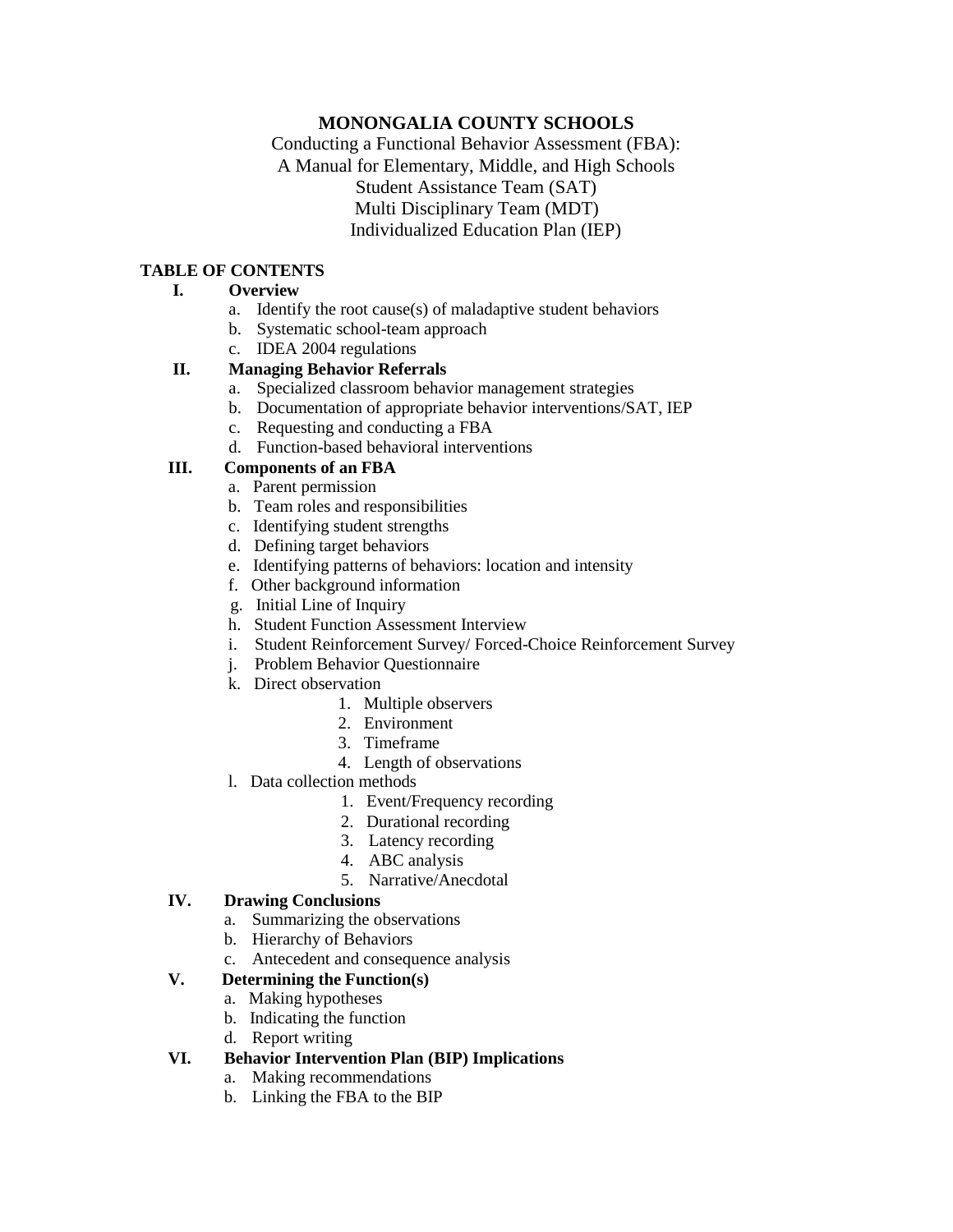# MONONGALIA COUNTY SCHOOLS

Conducting a Functional Behavior Assessment (FBA):
A Manual for Elementary, Middle, and High Schools
Student Assistance Team (SAT)
Multi Disciplinary Team (MDT)
Individualized Education Plan (IEP)

## TABLE OF CONTENTS

**I. Overview**

a. Identify the root cause(s) of maladaptive student behaviors
b. Systematic school-team approach
c. IDEA 2004 regulations

**II. Managing Behavior Referrals**

a. Specialized classroom behavior management strategies
b. Documentation of appropriate behavior interventions/SAT, IEP
c. Requesting and conducting a FBA
d. Function-based behavioral interventions

**III. Components of an FBA**

a. Parent permission
b. Team roles and responsibilities
c. Identifying student strengths
d. Defining target behaviors
e. Identifying patterns of behaviors: location and intensity
f. Other background information
g. Initial Line of Inquiry
h. Student Function Assessment Interview
i. Student Reinforcement Survey/ Forced-Choice Reinforcement Survey
j. Problem Behavior Questionnaire
k. Direct observation
   1. Multiple observers
   2. Environment
   3. Timeframe
   4. Length of observations
l. Data collection methods
   1. Event/Frequency recording
   2. Durational recording
   3. Latency recording
   4. ABC analysis
   5. Narrative/Anecdotal

**IV. Drawing Conclusions**

a. Summarizing the observations
b. Hierarchy of Behaviors
c. Antecedent and consequence analysis

**V. Determining the Function(s)**

a. Making hypotheses
b. Indicating the function
d. Report writing

**VI. Behavior Intervention Plan (BIP) Implications**

a. Making recommendations
b. Linking the FBA to the BIP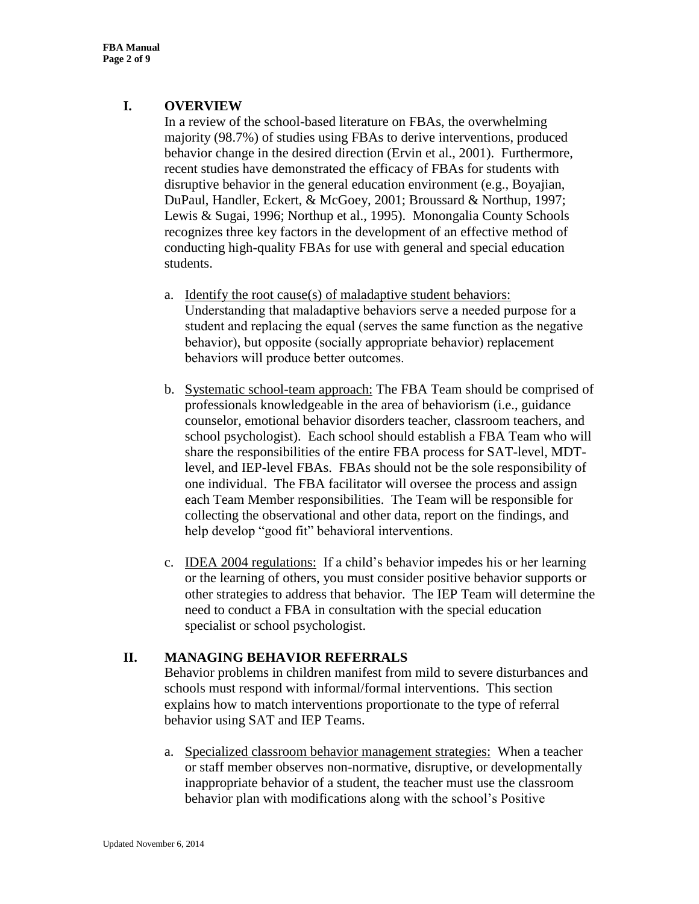## I. OVERVIEW

In a review of the school-based literature on FBAs, the overwhelming majority (98.7%) of studies using FBAs to derive interventions, produced behavior change in the desired direction (Ervin et al., 2001). Furthermore, recent studies have demonstrated the efficacy of FBAs for students with disruptive behavior in the general education environment (e.g., Boyajian, DuPaul, Handler, Eckert, & McGoey, 2001; Broussard & Northup, 1997; Lewis & Sugai, 1996; Northup et al., 1995). Monongalia County Schools recognizes three key factors in the development of an effective method of conducting high-quality FBAs for use with general and special education students.

a. <u>Identify the root cause(s) of maladaptive student behaviors:</u> Understanding that maladaptive behaviors serve a needed purpose for a student and replacing the equal (serves the same function as the negative behavior), but opposite (socially appropriate behavior) replacement behaviors will produce better outcomes.

b. <u>Systematic school-team approach:</u> The FBA Team should be comprised of professionals knowledgeable in the area of behaviorism (i.e., guidance counselor, emotional behavior disorders teacher, classroom teachers, and school psychologist). Each school should establish a FBA Team who will share the responsibilities of the entire FBA process for SAT-level, MDT-level, and IEP-level FBAs. FBAs should not be the sole responsibility of one individual. The FBA facilitator will oversee the process and assign each Team Member responsibilities. The Team will be responsible for collecting the observational and other data, report on the findings, and help develop "good fit" behavioral interventions.

c. <u>IDEA 2004 regulations:</u> If a child's behavior impedes his or her learning or the learning of others, you must consider positive behavior supports or other strategies to address that behavior. The IEP Team will determine the need to conduct a FBA in consultation with the special education specialist or school psychologist.

## II. MANAGING BEHAVIOR REFERRALS

Behavior problems in children manifest from mild to severe disturbances and schools must respond with informal/formal interventions. This section explains how to match interventions proportionate to the type of referral behavior using SAT and IEP Teams.

a. <u>Specialized classroom behavior management strategies:</u> When a teacher or staff member observes non-normative, disruptive, or developmentally inappropriate behavior of a student, the teacher must use the classroom behavior plan with modifications along with the school's Positive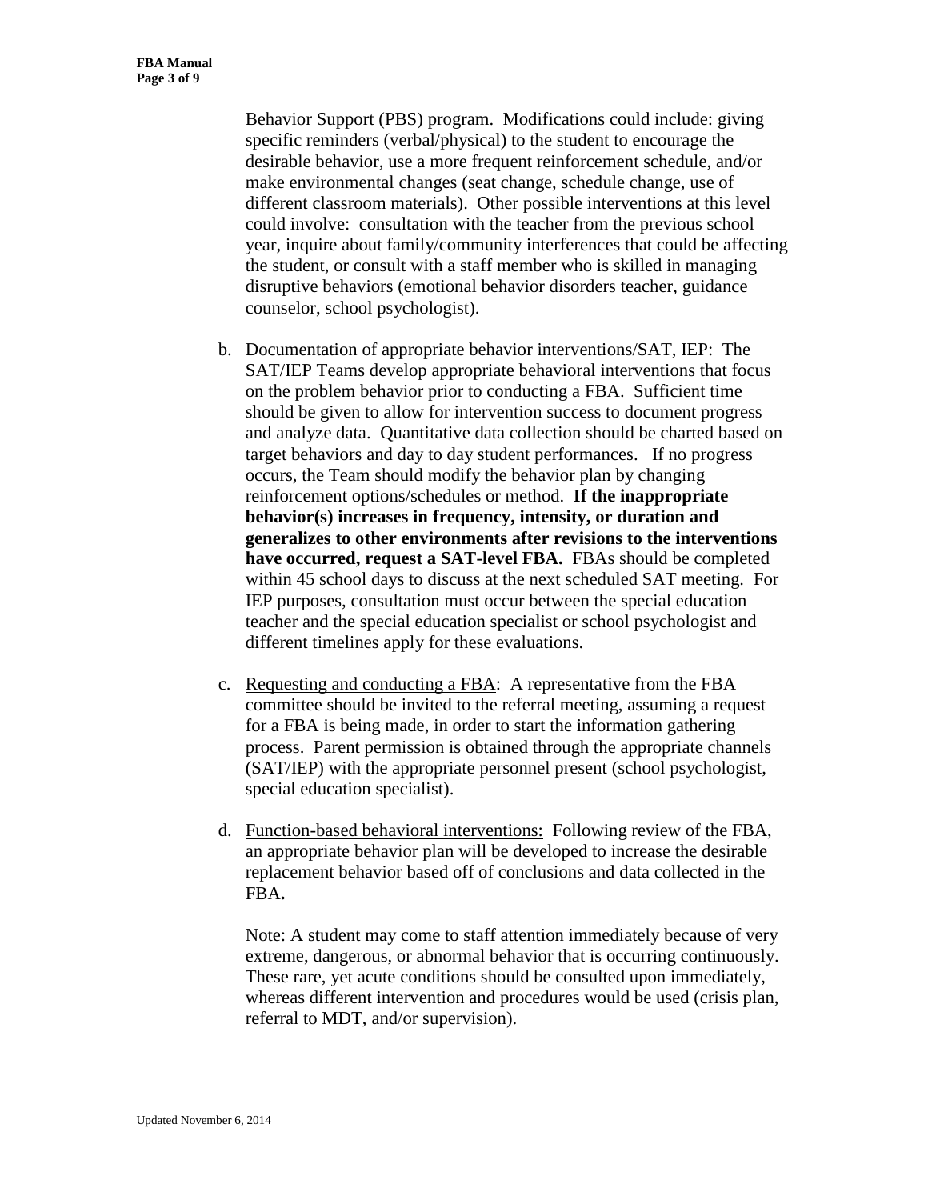Behavior Support (PBS) program. Modifications could include: giving specific reminders (verbal/physical) to the student to encourage the desirable behavior, use a more frequent reinforcement schedule, and/or make environmental changes (seat change, schedule change, use of different classroom materials). Other possible interventions at this level could involve: consultation with the teacher from the previous school year, inquire about family/community interferences that could be affecting the student, or consult with a staff member who is skilled in managing disruptive behaviors (emotional behavior disorders teacher, guidance counselor, school psychologist).

b. <u>Documentation of appropriate behavior interventions/SAT, IEP:</u> The SAT/IEP Teams develop appropriate behavioral interventions that focus on the problem behavior prior to conducting a FBA. Sufficient time should be given to allow for intervention success to document progress and analyze data. Quantitative data collection should be charted based on target behaviors and day to day student performances. If no progress occurs, the Team should modify the behavior plan by changing reinforcement options/schedules or method. **If the inappropriate behavior(s) increases in frequency, intensity, or duration and generalizes to other environments after revisions to the interventions have occurred, request a SAT-level FBA.** FBAs should be completed within 45 school days to discuss at the next scheduled SAT meeting. For IEP purposes, consultation must occur between the special education teacher and the special education specialist or school psychologist and different timelines apply for these evaluations.

c. <u>Requesting and conducting a FBA</u>: A representative from the FBA committee should be invited to the referral meeting, assuming a request for a FBA is being made, in order to start the information gathering process. Parent permission is obtained through the appropriate channels (SAT/IEP) with the appropriate personnel present (school psychologist, special education specialist).

d. <u>Function-based behavioral interventions:</u> Following review of the FBA, an appropriate behavior plan will be developed to increase the desirable replacement behavior based off of conclusions and data collected in the FBA.

Note: A student may come to staff attention immediately because of very extreme, dangerous, or abnormal behavior that is occurring continuously. These rare, yet acute conditions should be consulted upon immediately, whereas different intervention and procedures would be used (crisis plan, referral to MDT, and/or supervision).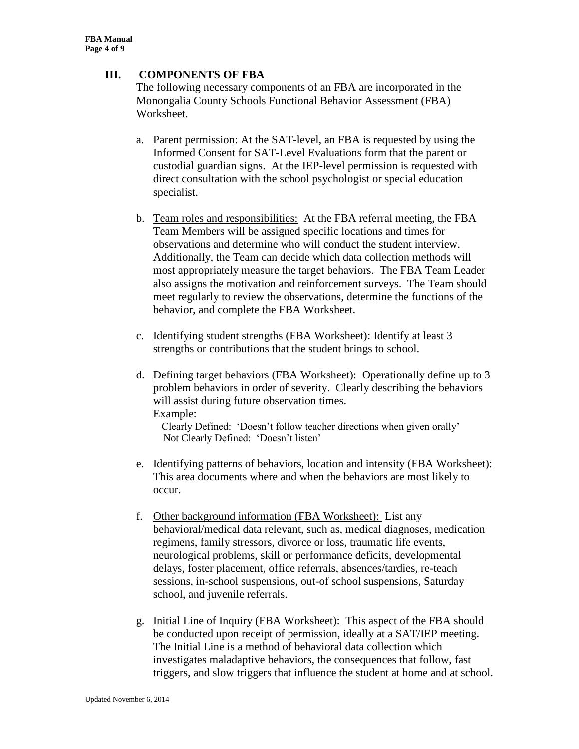## III. COMPONENTS OF FBA

The following necessary components of an FBA are incorporated in the Monongalia County Schools Functional Behavior Assessment (FBA) Worksheet.

a. Parent permission: At the SAT-level, an FBA is requested by using the Informed Consent for SAT-Level Evaluations form that the parent or custodial guardian signs. At the IEP-level permission is requested with direct consultation with the school psychologist or special education specialist.

b. Team roles and responsibilities: At the FBA referral meeting, the FBA Team Members will be assigned specific locations and times for observations and determine who will conduct the student interview. Additionally, the Team can decide which data collection methods will most appropriately measure the target behaviors. The FBA Team Leader also assigns the motivation and reinforcement surveys. The Team should meet regularly to review the observations, determine the functions of the behavior, and complete the FBA Worksheet.

c. Identifying student strengths (FBA Worksheet): Identify at least 3 strengths or contributions that the student brings to school.

d. Defining target behaviors (FBA Worksheet): Operationally define up to 3 problem behaviors in order of severity. Clearly describing the behaviors will assist during future observation times.
   Example:
   Clearly Defined: 'Doesn't follow teacher directions when given orally'
   Not Clearly Defined: 'Doesn't listen'

e. Identifying patterns of behaviors, location and intensity (FBA Worksheet): This area documents where and when the behaviors are most likely to occur.

f. Other background information (FBA Worksheet): List any behavioral/medical data relevant, such as, medical diagnoses, medication regimens, family stressors, divorce or loss, traumatic life events, neurological problems, skill or performance deficits, developmental delays, foster placement, office referrals, absences/tardies, re-teach sessions, in-school suspensions, out-of school suspensions, Saturday school, and juvenile referrals.

g. Initial Line of Inquiry (FBA Worksheet): This aspect of the FBA should be conducted upon receipt of permission, ideally at a SAT/IEP meeting. The Initial Line is a method of behavioral data collection which investigates maladaptive behaviors, the consequences that follow, fast triggers, and slow triggers that influence the student at home and at school.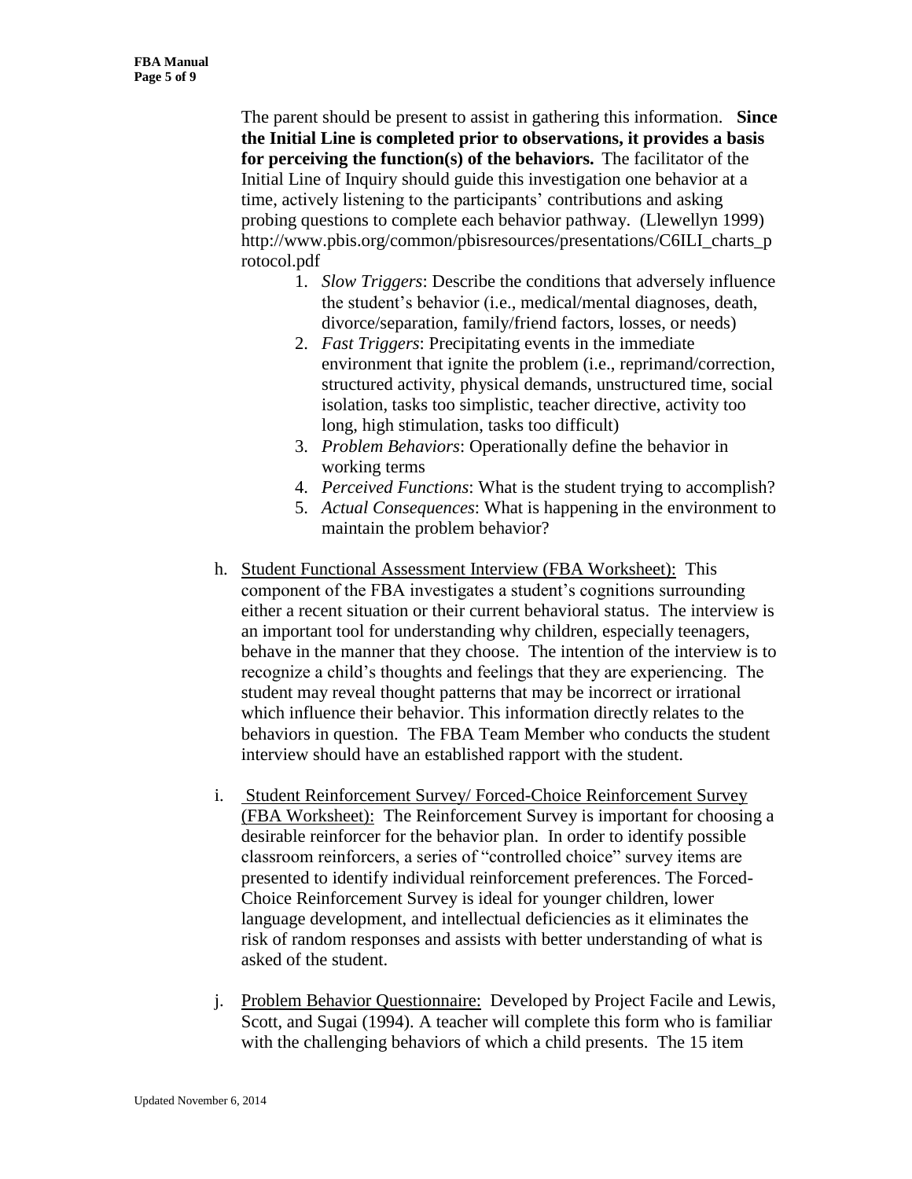The parent should be present to assist in gathering this information. **Since the Initial Line is completed prior to observations, it provides a basis for perceiving the function(s) of the behaviors.** The facilitator of the Initial Line of Inquiry should guide this investigation one behavior at a time, actively listening to the participants' contributions and asking probing questions to complete each behavior pathway. (Llewellyn 1999) http://www.pbis.org/common/pbisresources/presentations/C6ILI_charts_protocol.pdf

1. *Slow Triggers*: Describe the conditions that adversely influence the student's behavior (i.e., medical/mental diagnoses, death, divorce/separation, family/friend factors, losses, or needs)
2. *Fast Triggers*: Precipitating events in the immediate environment that ignite the problem (i.e., reprimand/correction, structured activity, physical demands, unstructured time, social isolation, tasks too simplistic, teacher directive, activity too long, high stimulation, tasks too difficult)
3. *Problem Behaviors*: Operationally define the behavior in working terms
4. *Perceived Functions*: What is the student trying to accomplish?
5. *Actual Consequences*: What is happening in the environment to maintain the problem behavior?

h. <u>Student Functional Assessment Interview (FBA Worksheet):</u> This component of the FBA investigates a student's cognitions surrounding either a recent situation or their current behavioral status. The interview is an important tool for understanding why children, especially teenagers, behave in the manner that they choose. The intention of the interview is to recognize a child's thoughts and feelings that they are experiencing. The student may reveal thought patterns that may be incorrect or irrational which influence their behavior. This information directly relates to the behaviors in question. The FBA Team Member who conducts the student interview should have an established rapport with the student.

i. <u>Student Reinforcement Survey/ Forced-Choice Reinforcement Survey (FBA Worksheet):</u> The Reinforcement Survey is important for choosing a desirable reinforcer for the behavior plan. In order to identify possible classroom reinforcers, a series of "controlled choice" survey items are presented to identify individual reinforcement preferences. The Forced-Choice Reinforcement Survey is ideal for younger children, lower language development, and intellectual deficiencies as it eliminates the risk of random responses and assists with better understanding of what is asked of the student.

j. <u>Problem Behavior Questionnaire:</u> Developed by Project Facile and Lewis, Scott, and Sugai (1994). A teacher will complete this form who is familiar with the challenging behaviors of which a child presents. The 15 item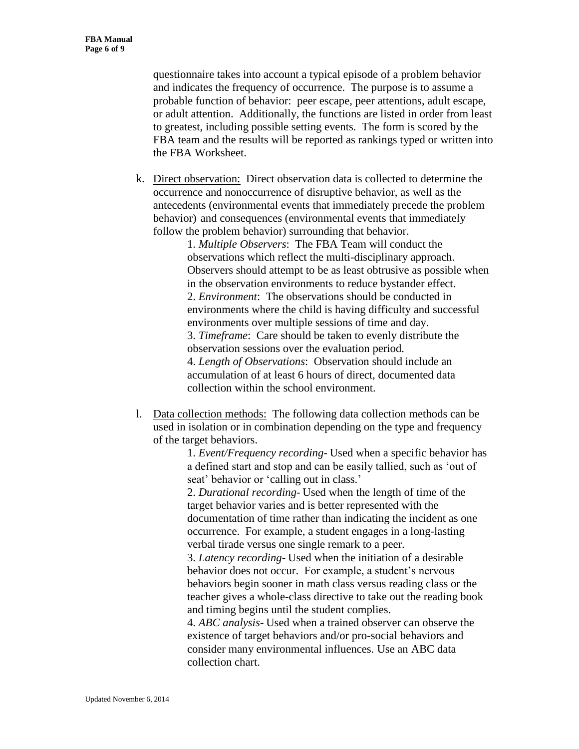questionnaire takes into account a typical episode of a problem behavior and indicates the frequency of occurrence. The purpose is to assume a probable function of behavior: peer escape, peer attentions, adult escape, or adult attention. Additionally, the functions are listed in order from least to greatest, including possible setting events. The form is scored by the FBA team and the results will be reported as rankings typed or written into the FBA Worksheet.

k. <u>Direct observation:</u> Direct observation data is collected to determine the occurrence and nonoccurrence of disruptive behavior, as well as the antecedents (environmental events that immediately precede the problem behavior) and consequences (environmental events that immediately follow the problem behavior) surrounding that behavior.

   1. *Multiple Observers*: The FBA Team will conduct the observations which reflect the multi-disciplinary approach. Observers should attempt to be as least obtrusive as possible when in the observation environments to reduce bystander effect.
   2. *Environment*: The observations should be conducted in environments where the child is having difficulty and successful environments over multiple sessions of time and day.
   3. *Timeframe*: Care should be taken to evenly distribute the observation sessions over the evaluation period.
   4. *Length of Observations*: Observation should include an accumulation of at least 6 hours of direct, documented data collection within the school environment.

l. <u>Data collection methods:</u> The following data collection methods can be used in isolation or in combination depending on the type and frequency of the target behaviors.

   1. *Event/Frequency recording*- Used when a specific behavior has a defined start and stop and can be easily tallied, such as 'out of seat' behavior or 'calling out in class.'
   2. *Durational recording*- Used when the length of time of the target behavior varies and is better represented with the documentation of time rather than indicating the incident as one occurrence. For example, a student engages in a long-lasting verbal tirade versus one single remark to a peer.
   3. *Latency recording*- Used when the initiation of a desirable behavior does not occur. For example, a student's nervous behaviors begin sooner in math class versus reading class or the teacher gives a whole-class directive to take out the reading book and timing begins until the student complies.
   4. *ABC analysis*- Used when a trained observer can observe the existence of target behaviors and/or pro-social behaviors and consider many environmental influences. Use an ABC data collection chart.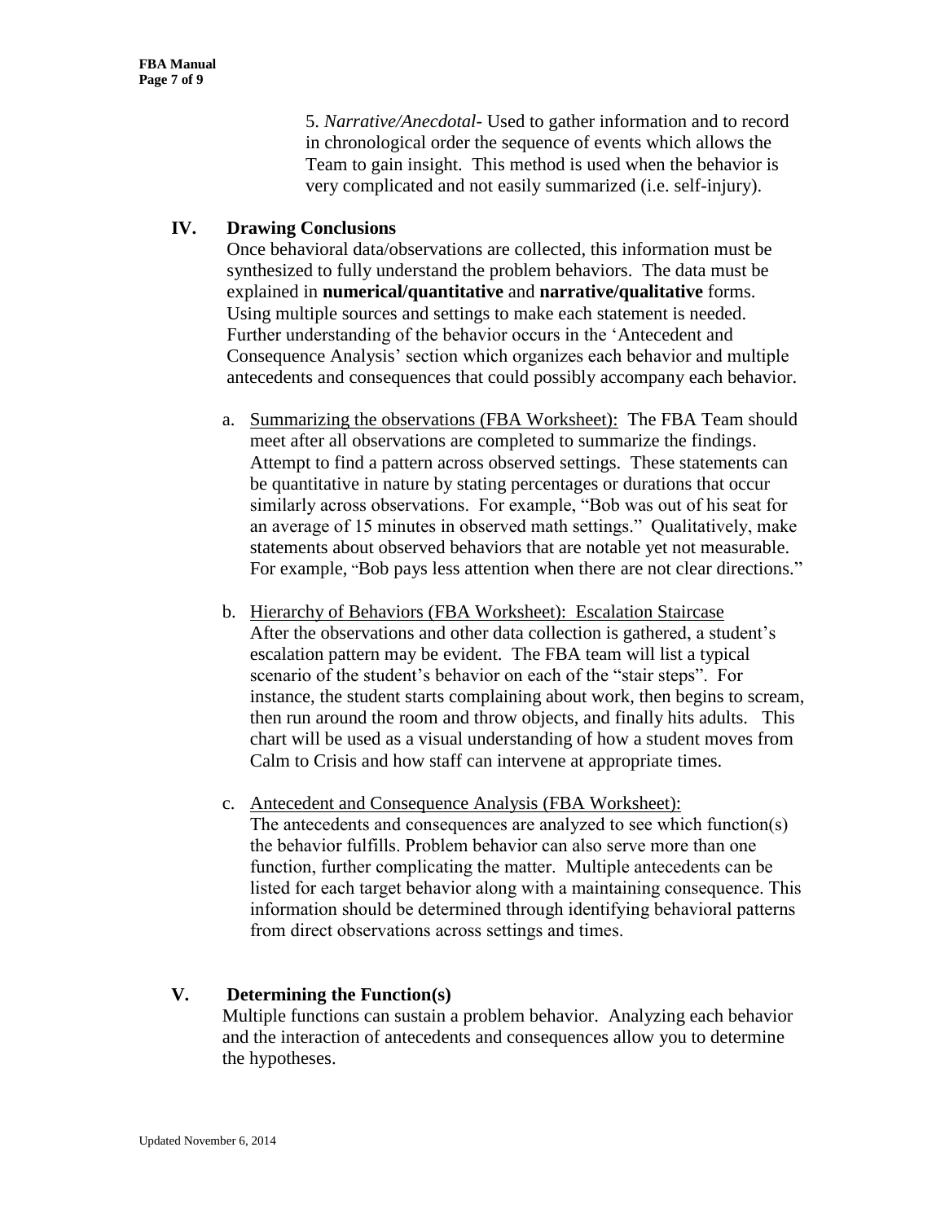5. *Narrative/Anecdotal*- Used to gather information and to record in chronological order the sequence of events which allows the Team to gain insight. This method is used when the behavior is very complicated and not easily summarized (i.e. self-injury).

## IV. Drawing Conclusions

Once behavioral data/observations are collected, this information must be synthesized to fully understand the problem behaviors. The data must be explained in **numerical/quantitative** and **narrative/qualitative** forms. Using multiple sources and settings to make each statement is needed. Further understanding of the behavior occurs in the 'Antecedent and Consequence Analysis' section which organizes each behavior and multiple antecedents and consequences that could possibly accompany each behavior.

a. <u>Summarizing the observations (FBA Worksheet):</u> The FBA Team should meet after all observations are completed to summarize the findings. Attempt to find a pattern across observed settings. These statements can be quantitative in nature by stating percentages or durations that occur similarly across observations. For example, "Bob was out of his seat for an average of 15 minutes in observed math settings." Qualitatively, make statements about observed behaviors that are notable yet not measurable. For example, "Bob pays less attention when there are not clear directions."

b. <u>Hierarchy of Behaviors (FBA Worksheet): Escalation Staircase</u>
After the observations and other data collection is gathered, a student's escalation pattern may be evident. The FBA team will list a typical scenario of the student's behavior on each of the "stair steps". For instance, the student starts complaining about work, then begins to scream, then run around the room and throw objects, and finally hits adults. This chart will be used as a visual understanding of how a student moves from Calm to Crisis and how staff can intervene at appropriate times.

c. <u>Antecedent and Consequence Analysis (FBA Worksheet):</u>
The antecedents and consequences are analyzed to see which function(s) the behavior fulfills. Problem behavior can also serve more than one function, further complicating the matter. Multiple antecedents can be listed for each target behavior along with a maintaining consequence. This information should be determined through identifying behavioral patterns from direct observations across settings and times.

## V. Determining the Function(s)

Multiple functions can sustain a problem behavior. Analyzing each behavior and the interaction of antecedents and consequences allow you to determine the hypotheses.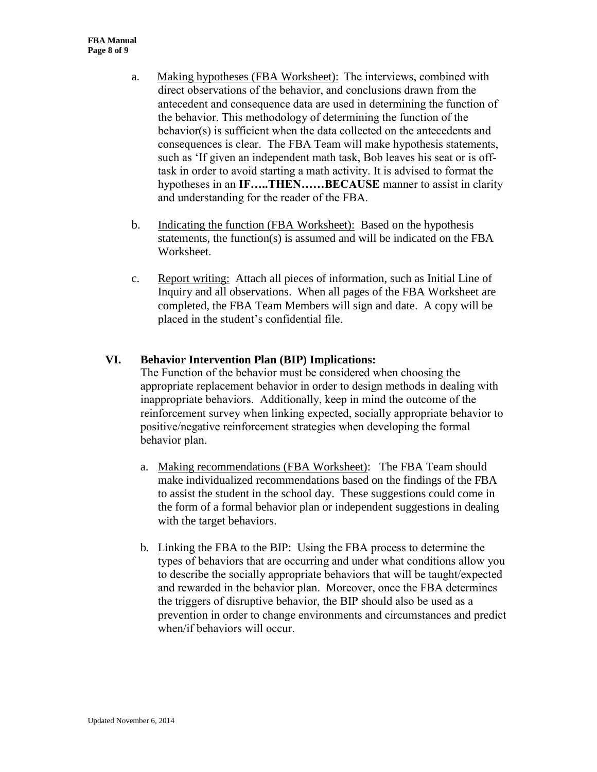a. Making hypotheses (FBA Worksheet): The interviews, combined with direct observations of the behavior, and conclusions drawn from the antecedent and consequence data are used in determining the function of the behavior. This methodology of determining the function of the behavior(s) is sufficient when the data collected on the antecedents and consequences is clear. The FBA Team will make hypothesis statements, such as 'If given an independent math task, Bob leaves his seat or is off-task in order to avoid starting a math activity. It is advised to format the hypotheses in an **IF…..THEN……BECAUSE** manner to assist in clarity and understanding for the reader of the FBA.

b. Indicating the function (FBA Worksheet): Based on the hypothesis statements, the function(s) is assumed and will be indicated on the FBA Worksheet.

c. Report writing: Attach all pieces of information, such as Initial Line of Inquiry and all observations. When all pages of the FBA Worksheet are completed, the FBA Team Members will sign and date. A copy will be placed in the student's confidential file.

## VI. Behavior Intervention Plan (BIP) Implications:

The Function of the behavior must be considered when choosing the appropriate replacement behavior in order to design methods in dealing with inappropriate behaviors. Additionally, keep in mind the outcome of the reinforcement survey when linking expected, socially appropriate behavior to positive/negative reinforcement strategies when developing the formal behavior plan.

a. Making recommendations (FBA Worksheet): The FBA Team should make individualized recommendations based on the findings of the FBA to assist the student in the school day. These suggestions could come in the form of a formal behavior plan or independent suggestions in dealing with the target behaviors.

b. Linking the FBA to the BIP: Using the FBA process to determine the types of behaviors that are occurring and under what conditions allow you to describe the socially appropriate behaviors that will be taught/expected and rewarded in the behavior plan. Moreover, once the FBA determines the triggers of disruptive behavior, the BIP should also be used as a prevention in order to change environments and circumstances and predict when/if behaviors will occur.